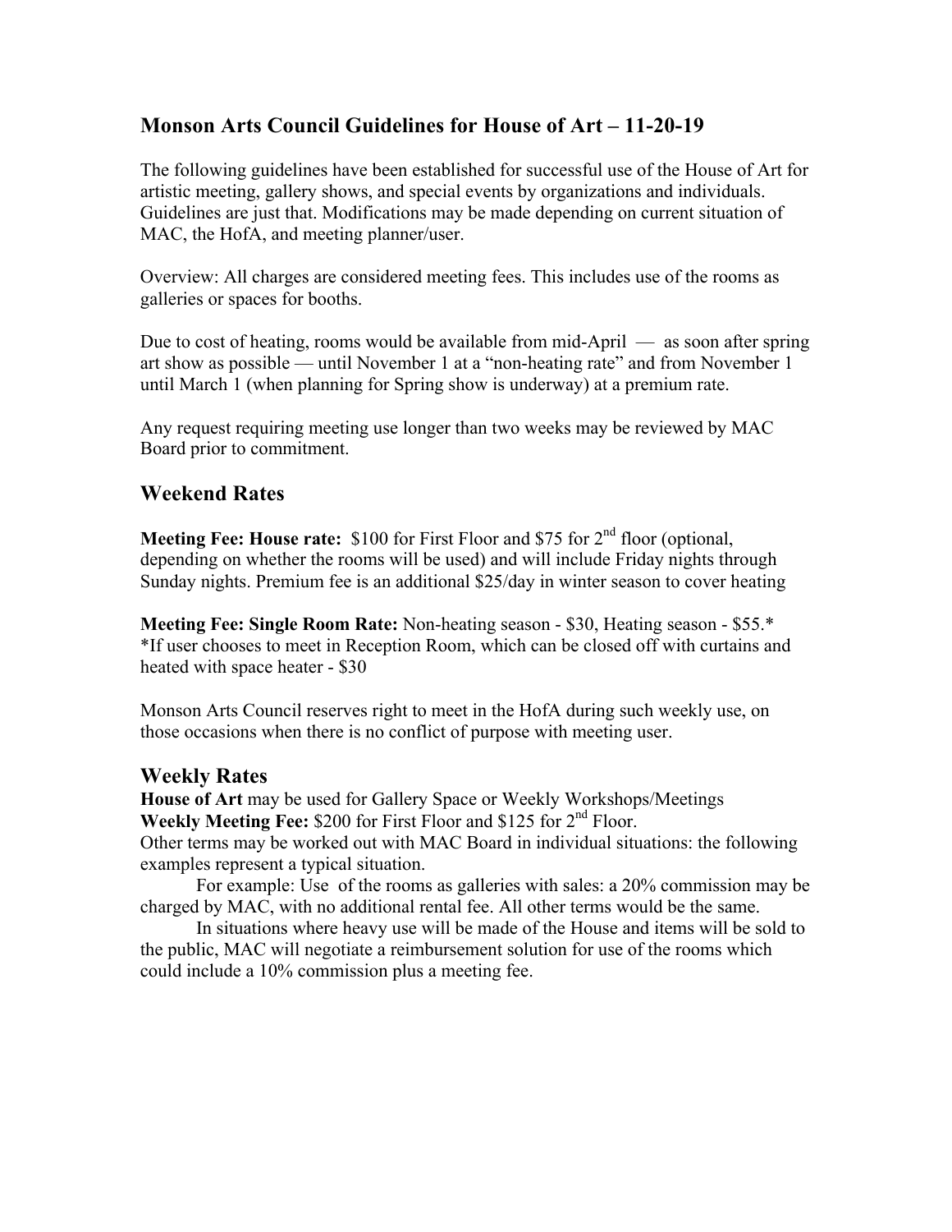## Monson Arts Council Guidelines for House of Art – 11-20-19

The following guidelines have been established for successful use of the House of Art for artistic meeting, gallery shows, and special events by organizations and individuals. Guidelines are just that. Modifications may be made depending on current situation of MAC, the HofA, and meeting planner/user.

Overview: All charges are considered meeting fees. This includes use of the rooms as galleries or spaces for booths.

Due to cost of heating, rooms would be available from mid-April — as soon after spring art show as possible — until November 1 at a "non-heating rate" and from November 1 until March 1 (when planning for Spring show is underway) at a premium rate.

Any request requiring meeting use longer than two weeks may be reviewed by MAC Board prior to commitment.

## Weekend Rates

**Meeting Fee: House rate:** $100 for First Floor and $75 for 2nd floor (optional, depending on whether the rooms will be used) and will include Friday nights through Sunday nights. Premium fee is an additional $25/day in winter season to cover heating

**Meeting Fee: Single Room Rate:** Non-heating season - $30, Heating season - $55.*
*If user chooses to meet in Reception Room, which can be closed off with curtains and heated with space heater - $30

Monson Arts Council reserves right to meet in the HofA during such weekly use, on those occasions when there is no conflict of purpose with meeting user.

## Weekly Rates

**House of Art** may be used for Gallery Space or Weekly Workshops/Meetings
**Weekly Meeting Fee:** $200 for First Floor and $125 for 2nd Floor.
Other terms may be worked out with MAC Board in individual situations: the following examples represent a typical situation.

For example: Use of the rooms as galleries with sales: a 20% commission may be charged by MAC, with no additional rental fee. All other terms would be the same.

In situations where heavy use will be made of the House and items will be sold to the public, MAC will negotiate a reimbursement solution for use of the rooms which could include a 10% commission plus a meeting fee.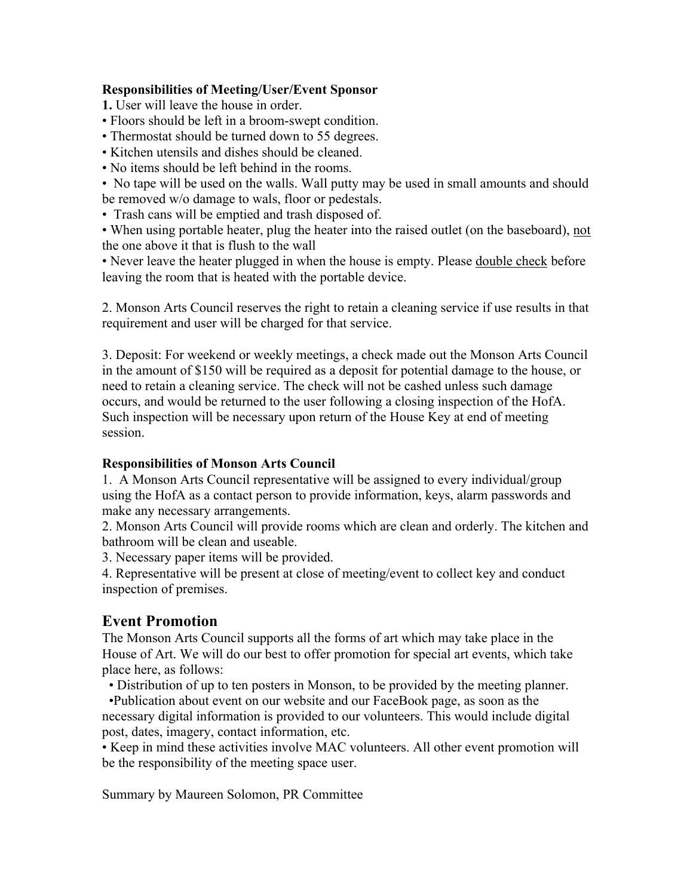**Responsibilities of Meeting/User/Event Sponsor**

**1.** User will leave the house in order.

- Floors should be left in a broom-swept condition.
- Thermostat should be turned down to 55 degrees.
- Kitchen utensils and dishes should be cleaned.
- No items should be left behind in the rooms.
- No tape will be used on the walls. Wall putty may be used in small amounts and should be removed w/o damage to wals, floor or pedestals.
- Trash cans will be emptied and trash disposed of.
- When using portable heater, plug the heater into the raised outlet (on the baseboard), <u>not</u> the one above it that is flush to the wall
- Never leave the heater plugged in when the house is empty. Please <u>double check</u> before leaving the room that is heated with the portable device.

2. Monson Arts Council reserves the right to retain a cleaning service if use results in that requirement and user will be charged for that service.

3. Deposit: For weekend or weekly meetings, a check made out the Monson Arts Council in the amount of $150 will be required as a deposit for potential damage to the house, or need to retain a cleaning service. The check will not be cashed unless such damage occurs, and would be returned to the user following a closing inspection of the HofA. Such inspection will be necessary upon return of the House Key at end of meeting session.

**Responsibilities of Monson Arts Council**

1. A Monson Arts Council representative will be assigned to every individual/group using the HofA as a contact person to provide information, keys, alarm passwords and make any necessary arrangements.
2. Monson Arts Council will provide rooms which are clean and orderly. The kitchen and bathroom will be clean and useable.
3. Necessary paper items will be provided.
4. Representative will be present at close of meeting/event to collect key and conduct inspection of premises.

## Event Promotion

The Monson Arts Council supports all the forms of art which may take place in the House of Art. We will do our best to offer promotion for special art events, which take place here, as follows:

- Distribution of up to ten posters in Monson, to be provided by the meeting planner.
- Publication about event on our website and our FaceBook page, as soon as the necessary digital information is provided to our volunteers. This would include digital post, dates, imagery, contact information, etc.
- Keep in mind these activities involve MAC volunteers. All other event promotion will be the responsibility of the meeting space user.

Summary by Maureen Solomon, PR Committee